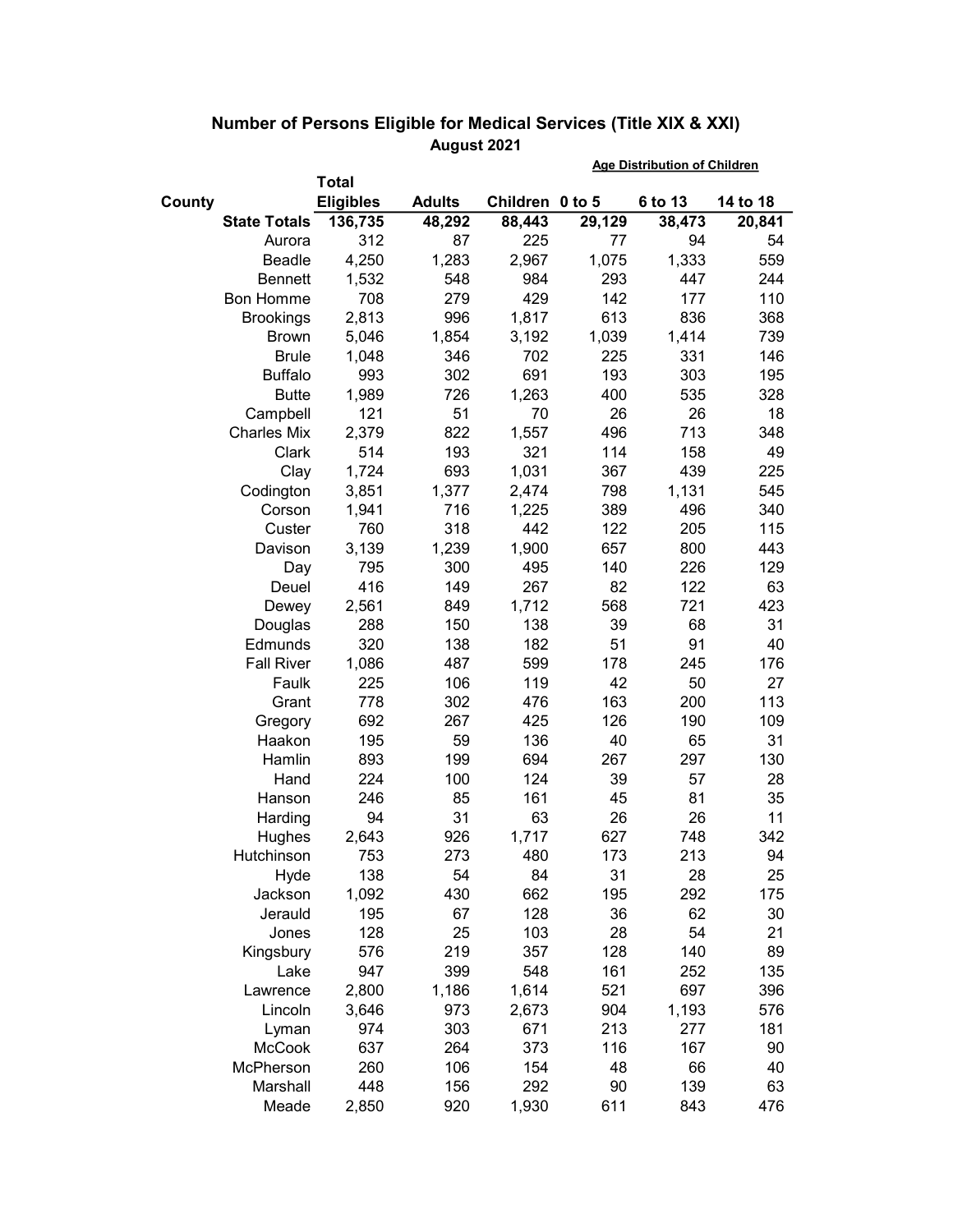## Number of Persons Eligible for Medical Services (Title XIX & XXI)

**August 2021**

| County | Total Eligibles | Adults | Children | 0 to 5 | 6 to 13 | 14 to 18 |
|---|---|---|---|---|---|---|
| | | | | **Age Distribution of Children** | | |
| **State Totals** | **136,735** | **48,292** | **88,443** | **29,129** | **38,473** | **20,841** |
| Aurora | 312 | 87 | 225 | 77 | 94 | 54 |
| Beadle | 4,250 | 1,283 | 2,967 | 1,075 | 1,333 | 559 |
| Bennett | 1,532 | 548 | 984 | 293 | 447 | 244 |
| Bon Homme | 708 | 279 | 429 | 142 | 177 | 110 |
| Brookings | 2,813 | 996 | 1,817 | 613 | 836 | 368 |
| Brown | 5,046 | 1,854 | 3,192 | 1,039 | 1,414 | 739 |
| Brule | 1,048 | 346 | 702 | 225 | 331 | 146 |
| Buffalo | 993 | 302 | 691 | 193 | 303 | 195 |
| Butte | 1,989 | 726 | 1,263 | 400 | 535 | 328 |
| Campbell | 121 | 51 | 70 | 26 | 26 | 18 |
| Charles Mix | 2,379 | 822 | 1,557 | 496 | 713 | 348 |
| Clark | 514 | 193 | 321 | 114 | 158 | 49 |
| Clay | 1,724 | 693 | 1,031 | 367 | 439 | 225 |
| Codington | 3,851 | 1,377 | 2,474 | 798 | 1,131 | 545 |
| Corson | 1,941 | 716 | 1,225 | 389 | 496 | 340 |
| Custer | 760 | 318 | 442 | 122 | 205 | 115 |
| Davison | 3,139 | 1,239 | 1,900 | 657 | 800 | 443 |
| Day | 795 | 300 | 495 | 140 | 226 | 129 |
| Deuel | 416 | 149 | 267 | 82 | 122 | 63 |
| Dewey | 2,561 | 849 | 1,712 | 568 | 721 | 423 |
| Douglas | 288 | 150 | 138 | 39 | 68 | 31 |
| Edmunds | 320 | 138 | 182 | 51 | 91 | 40 |
| Fall River | 1,086 | 487 | 599 | 178 | 245 | 176 |
| Faulk | 225 | 106 | 119 | 42 | 50 | 27 |
| Grant | 778 | 302 | 476 | 163 | 200 | 113 |
| Gregory | 692 | 267 | 425 | 126 | 190 | 109 |
| Haakon | 195 | 59 | 136 | 40 | 65 | 31 |
| Hamlin | 893 | 199 | 694 | 267 | 297 | 130 |
| Hand | 224 | 100 | 124 | 39 | 57 | 28 |
| Hanson | 246 | 85 | 161 | 45 | 81 | 35 |
| Harding | 94 | 31 | 63 | 26 | 26 | 11 |
| Hughes | 2,643 | 926 | 1,717 | 627 | 748 | 342 |
| Hutchinson | 753 | 273 | 480 | 173 | 213 | 94 |
| Hyde | 138 | 54 | 84 | 31 | 28 | 25 |
| Jackson | 1,092 | 430 | 662 | 195 | 292 | 175 |
| Jerauld | 195 | 67 | 128 | 36 | 62 | 30 |
| Jones | 128 | 25 | 103 | 28 | 54 | 21 |
| Kingsbury | 576 | 219 | 357 | 128 | 140 | 89 |
| Lake | 947 | 399 | 548 | 161 | 252 | 135 |
| Lawrence | 2,800 | 1,186 | 1,614 | 521 | 697 | 396 |
| Lincoln | 3,646 | 973 | 2,673 | 904 | 1,193 | 576 |
| Lyman | 974 | 303 | 671 | 213 | 277 | 181 |
| McCook | 637 | 264 | 373 | 116 | 167 | 90 |
| McPherson | 260 | 106 | 154 | 48 | 66 | 40 |
| Marshall | 448 | 156 | 292 | 90 | 139 | 63 |
| Meade | 2,850 | 920 | 1,930 | 611 | 843 | 476 |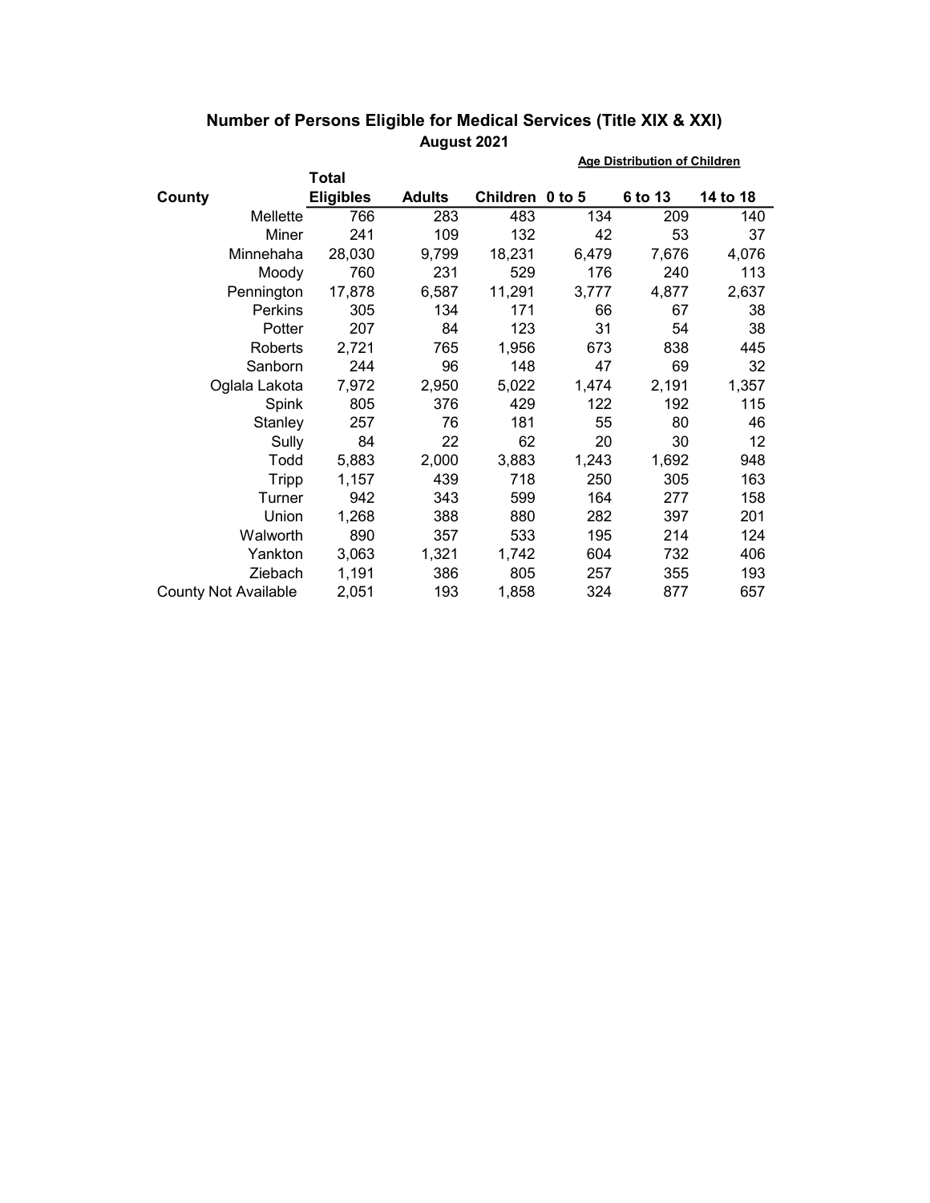## Number of Persons Eligible for Medical Services (Title XIX & XXI)

**August 2021**

| County | Total Eligibles | Adults | Children | Age Distribution of Children: 0 to 5 | 6 to 13 | 14 to 18 |
|---|---|---|---|---|---|---|
| Mellette | 766 | 283 | 483 | 134 | 209 | 140 |
| Miner | 241 | 109 | 132 | 42 | 53 | 37 |
| Minnehaha | 28,030 | 9,799 | 18,231 | 6,479 | 7,676 | 4,076 |
| Moody | 760 | 231 | 529 | 176 | 240 | 113 |
| Pennington | 17,878 | 6,587 | 11,291 | 3,777 | 4,877 | 2,637 |
| Perkins | 305 | 134 | 171 | 66 | 67 | 38 |
| Potter | 207 | 84 | 123 | 31 | 54 | 38 |
| Roberts | 2,721 | 765 | 1,956 | 673 | 838 | 445 |
| Sanborn | 244 | 96 | 148 | 47 | 69 | 32 |
| Oglala Lakota | 7,972 | 2,950 | 5,022 | 1,474 | 2,191 | 1,357 |
| Spink | 805 | 376 | 429 | 122 | 192 | 115 |
| Stanley | 257 | 76 | 181 | 55 | 80 | 46 |
| Sully | 84 | 22 | 62 | 20 | 30 | 12 |
| Todd | 5,883 | 2,000 | 3,883 | 1,243 | 1,692 | 948 |
| Tripp | 1,157 | 439 | 718 | 250 | 305 | 163 |
| Turner | 942 | 343 | 599 | 164 | 277 | 158 |
| Union | 1,268 | 388 | 880 | 282 | 397 | 201 |
| Walworth | 890 | 357 | 533 | 195 | 214 | 124 |
| Yankton | 3,063 | 1,321 | 1,742 | 604 | 732 | 406 |
| Ziebach | 1,191 | 386 | 805 | 257 | 355 | 193 |
| County Not Available | 2,051 | 193 | 1,858 | 324 | 877 | 657 |